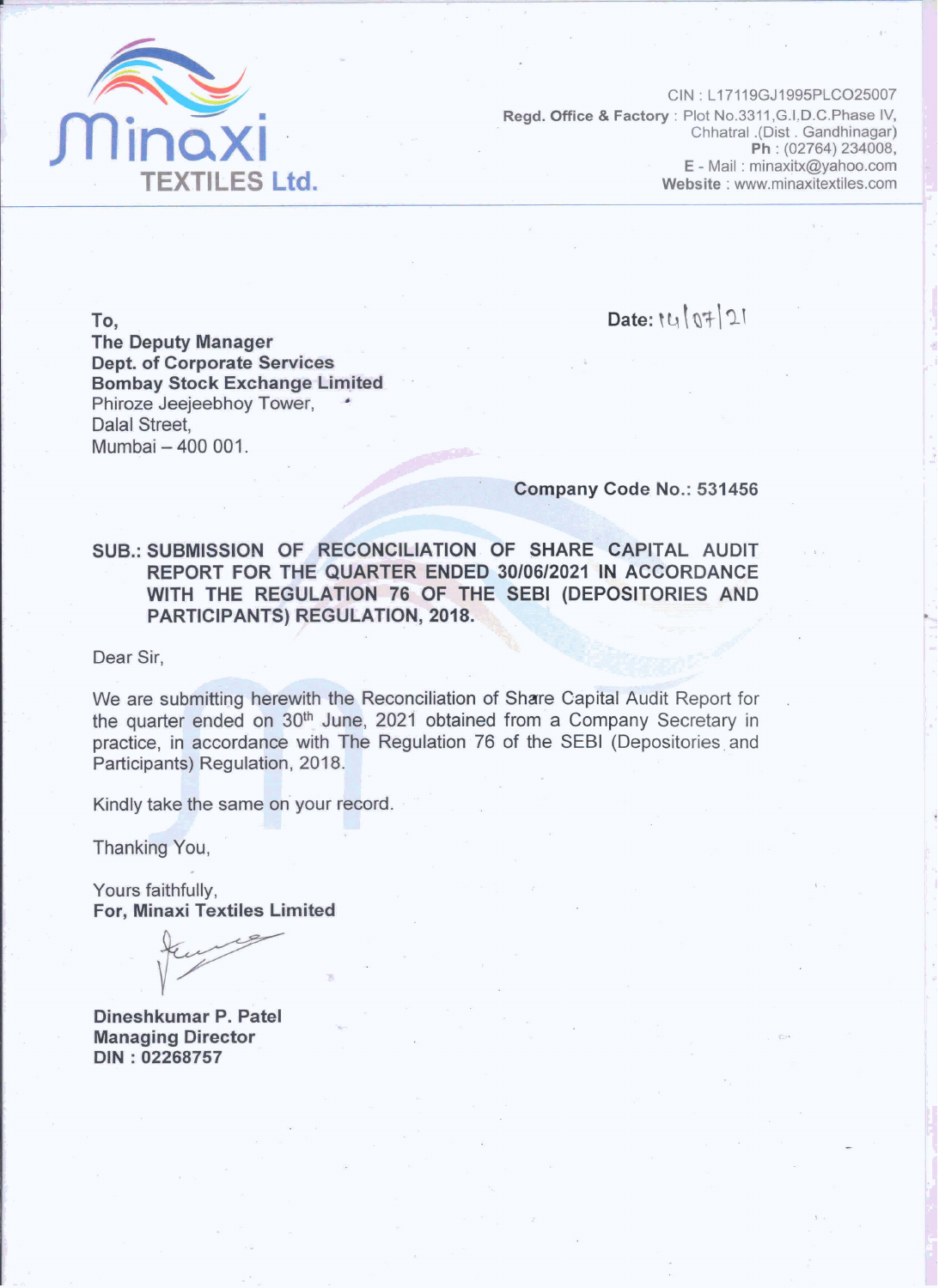**Minaxi TEXTILES Ltd.**

CIN : L17119GJ1995PLCO25007
**Regd. Office & Factory** : Plot No.3311,G.I.D.C.Phase IV,
Chhatral .(Dist . Gandhinagar)
**Ph** : (02764) 234008,
E - Mail : minaxitx@yahoo.com
**Website** : www.minaxitextiles.com

To,
**The Deputy Manager**
**Dept. of Corporate Services**
**Bombay Stock Exchange Limited**
Phiroze Jeejeebhoy Tower,
Dalal Street,
Mumbai – 400 001.

**Date:** 14/07/21

**Company Code No.: 531456**

**SUB.: SUBMISSION OF RECONCILIATION OF SHARE CAPITAL AUDIT REPORT FOR THE QUARTER ENDED 30/06/2021 IN ACCORDANCE WITH THE REGULATION 76 OF THE SEBI (DEPOSITORIES AND PARTICIPANTS) REGULATION, 2018.**

Dear Sir,

We are submitting herewith the Reconciliation of Share Capital Audit Report for the quarter ended on 30th June, 2021 obtained from a Company Secretary in practice, in accordance with The Regulation 76 of the SEBI (Depositories and Participants) Regulation, 2018.

Kindly take the same on your record.

Thanking You,

Yours faithfully,
**For, Minaxi Textiles Limited**

**Dineshkumar P. Patel**
**Managing Director**
**DIN : 02268757**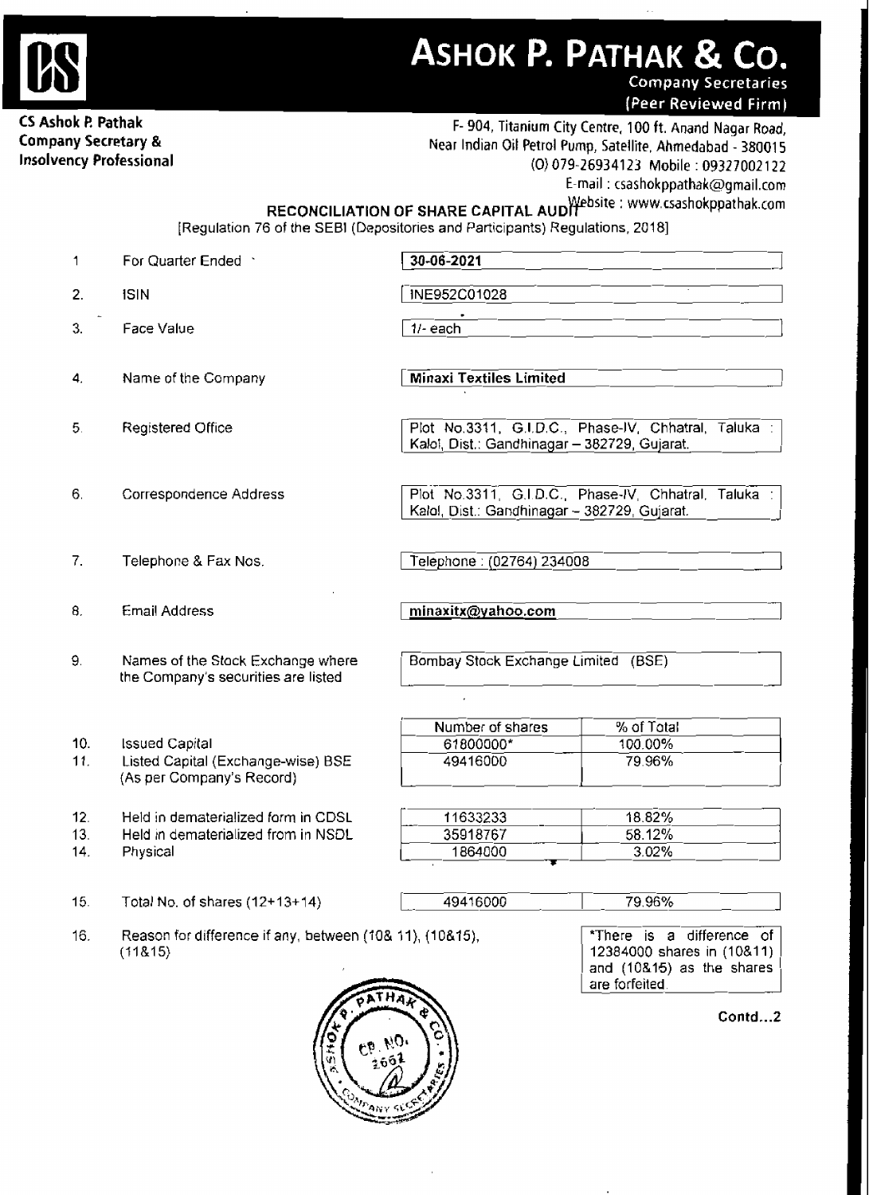# ASHOK P. PATHAK & CO.

Company Secretaries
(Peer Reviewed Firm)

**CS Ashok P. Pathak**
**Company Secretary &**
**Insolvency Professional**

F- 904, Titanium City Centre, 100 ft. Anand Nagar Road,
Near Indian Oil Petrol Pump, Satellite, Ahmedabad - 380015
(O) 079-26934123 Mobile : 09327002122
E-mail : csashokppathak@gmail.com
Website : www.csashokppathak.com

## RECONCILIATION OF SHARE CAPITAL AUDIT

[Regulation 76 of the SEBI (Depositories and Participants) Regulations, 2018]

| | | |
|---|---|---|
| 1 | For Quarter Ended | **30-06-2021** |
| 2. | ISIN | INE952C01028 |
| 3. | Face Value | 1/- each |
| 4. | Name of the Company | **Minaxi Textiles Limited** |
| 5. | Registered Office | Plot No.3311, G.I.D.C., Phase-IV, Chhatral, Taluka : Kalol, Dist.: Gandhinagar – 382729, Gujarat. |
| 6. | Correspondence Address | Plot No.3311, G.I.D.C., Phase-IV, Chhatral, Taluka : Kalol, Dist.: Gandhinagar – 382729, Gujarat. |
| 7. | Telephone & Fax Nos. | Telephone : (02764) 234008 |
| 8. | Email Address | **minaxitx@yahoo.com** |
| 9. | Names of the Stock Exchange where the Company's securities are listed | Bombay Stock Exchange Limited (BSE) |

| | | Number of shares | % of Total |
|---|---|---|---|
| 10. | Issued Capital | 61800000* | 100.00% |
| 11. | Listed Capital (Exchange-wise) BSE (As per Company's Record) | 49416000 | 79.96% |
| 12. | Held in dematerialized form in CDSL | 11633233 | 18.82% |
| 13. | Held in dematerialized from in NSDL | 35918767 | 58.12% |
| 14. | Physical | 1864000 | 3.02% |
| 15. | Total No. of shares (12+13+14) | 49416000 | 79.96% |

16. Reason for difference if any, between (10& 11), (10&15), (11&15)

*There is a difference of 12384000 shares in (10&11) and (10&15) as the shares are forfeited.

Contd...2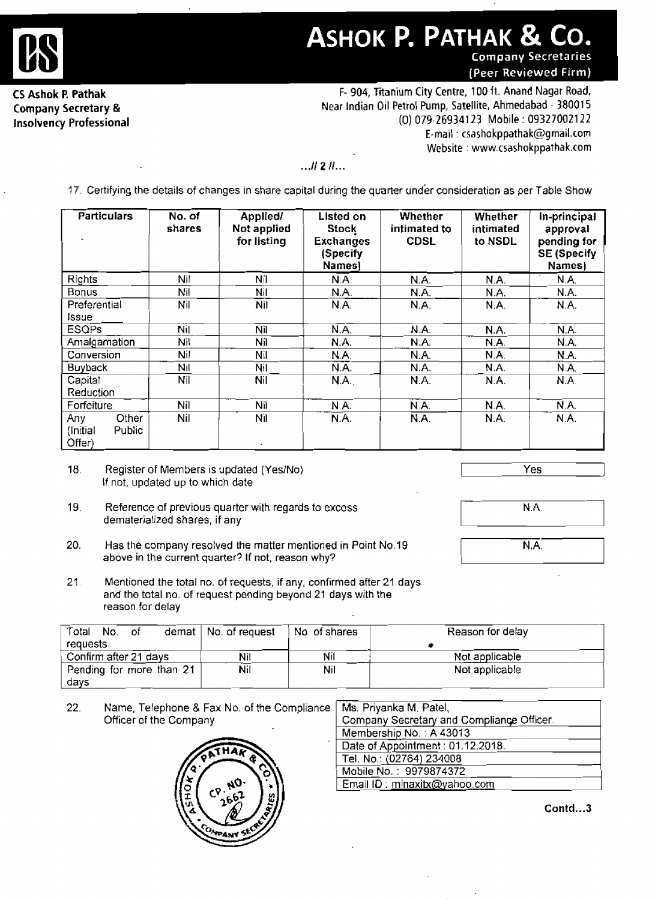# ASHOK P. PATHAK & CO.

Company Secretaries
(Peer Reviewed Firm)

**CS Ashok P. Pathak**
**Company Secretary &**
**Insolvency Professional**

F- 904, Titanium City Centre, 100 ft. Anand Nagar Road,
Near Indian Oil Petrol Pump, Satellite, Ahmedabad - 380015
(O) 079-26934123 Mobile : 09327002122
E-mail : csashokppathak@gmail.com
Website : www.csashokppathak.com

...// 2 //...

17. Certifying the details of changes in share capital during the quarter under consideration as per Table Show

| Particulars | No. of shares | Applied/ Not applied for listing | Listed on Stock Exchanges (Specify Names) | Whether intimated to CDSL | Whether intimated to NSDL | In-principal approval pending for SE (Specify Names) |
|---|---|---|---|---|---|---|
| Rights | Nil | Nil | N.A. | N.A. | N.A. | N.A. |
| Bonus | Nil | Nil | N.A. | N.A. | N.A. | N.A. |
| Preferential Issue | Nil | Nil | N.A. | N.A. | N.A. | N.A. |
| ESOPs | Nil | Nil | N.A. | N.A. | N.A. | N.A. |
| Amalgamation | Nil | Nil | N.A. | N.A. | N.A. | N.A. |
| Conversion | Nil | Nil | N.A. | N.A. | N.A. | N.A. |
| Buyback | Nil | Nil | N.A. | N.A. | N.A. | N.A. |
| Capital Reduction | Nil | Nil | N.A. | N.A. | N.A. | N.A. |
| Forfeiture | Nil | Nil | N.A. | N.A. | N.A. | N.A. |
| Any Other (Initial Public Offer) | Nil | Nil | N.A. | N.A. | N.A. | N.A. |

18. Register of Members is updated (Yes/No) If not, updated up to which date — **Yes**

19. Reference of previous quarter with regards to excess dematerialized shares, if any — **N.A.**

20. Has the company resolved the matter mentioned in Point No.19 above in the current quarter? If not, reason why? — **N.A.**

21. Mentioned the total no. of requests, if any, confirmed after 21 days and the total no. of request pending beyond 21 days with the reason for delay

| Total No. of demat requests | No. of request | No. of shares | Reason for delay |
|---|---|---|---|
| Confirm after 21 days | Nil | Nil | Not applicable |
| Pending for more than 21 days | Nil | Nil | Not applicable |

22. Name, Telephone & Fax No. of the Compliance Officer of the Company

| Ms. Priyanka M. Patel, Company Secretary and Compliance Officer |
|---|
| Membership No. : A 43013 |
| Date of Appointment : 01.12.2018. |
| Tel. No.: (02764) 234008 |
| Mobile No. : 9979874372 |
| Email ID : minaxitx@yahoo.com |

Contd...3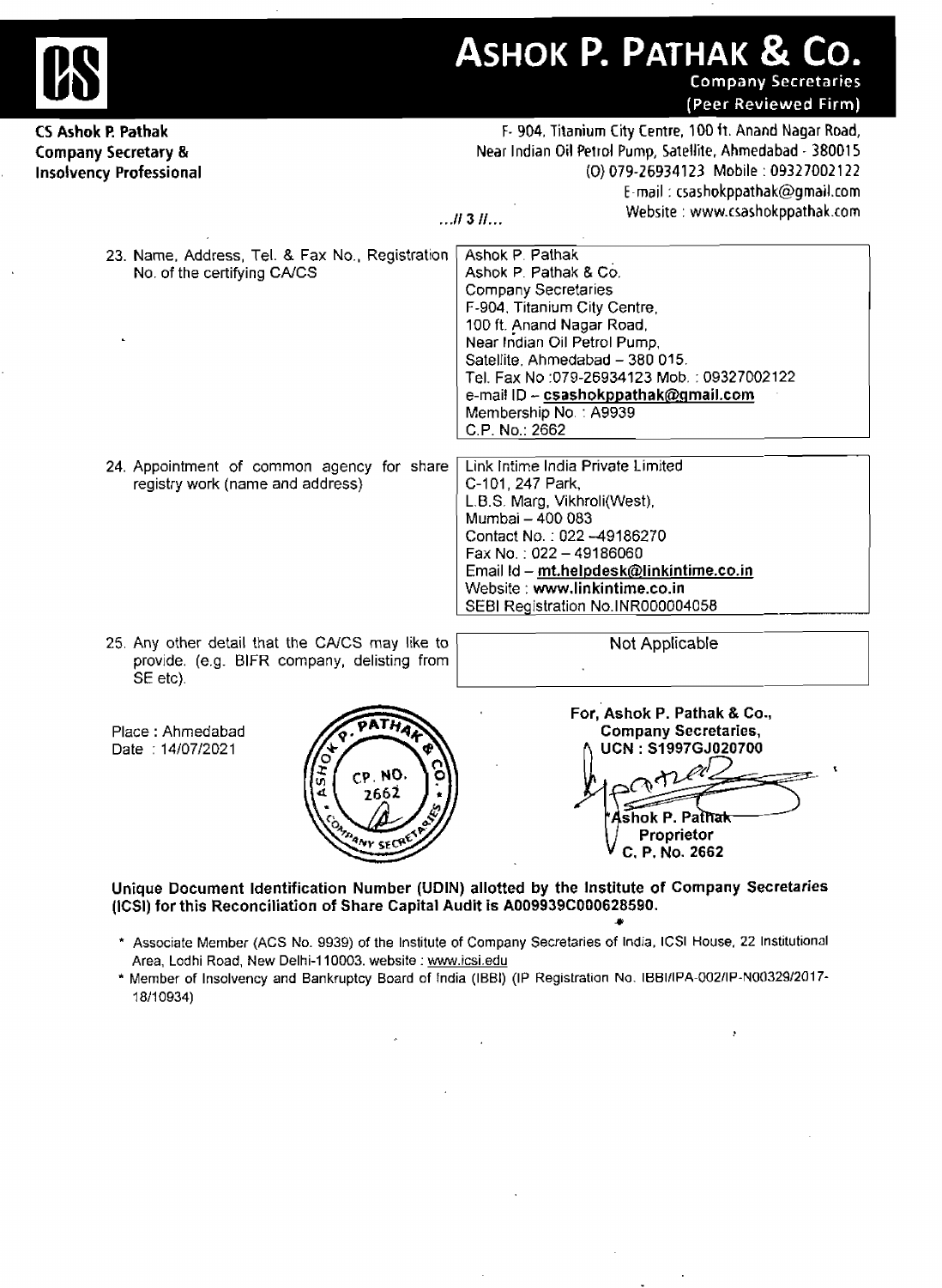# ASHOK P. PATHAK & CO.

Company Secretaries
(Peer Reviewed Firm)

**CS Ashok P. Pathak**
**Company Secretary &**
**Insolvency Professional**

F- 904, Titanium City Centre, 100 ft. Anand Nagar Road,
Near Indian Oil Petrol Pump, Satellite, Ahmedabad - 380015
(O) 079-26934123 Mobile : 09327002122
E-mail : csashokppathak@gmail.com
Website : www.csashokppathak.com

...// 3 //...

| | |
|---|---|
| 23. Name, Address, Tel. & Fax No., Registration No. of the certifying CA/CS | Ashok P. Pathak<br>Ashok P. Pathak & Co.<br>Company Secretaries<br>F-904, Titanium City Centre,<br>100 ft. Anand Nagar Road,<br>Near Indian Oil Petrol Pump,<br>Satellite, Ahmedabad – 380 015.<br>Tel. Fax No :079-26934123 Mob. : 09327002122<br>e-mail ID – **csashokppathak@gmail.com**<br>Membership No. : A9939<br>C.P. No.: 2662 |
| 24. Appointment of common agency for share registry work (name and address) | Link Intime India Private Limited<br>C-101, 247 Park,<br>L.B.S. Marg, Vikhroli(West),<br>Mumbai – 400 083<br>Contact No. : 022 –49186270<br>Fax No. : 022 – 49186060<br>Email Id – **mt.helpdesk@linkintime.co.in**<br>Website : **www.linkintime.co.in**<br>SEBI Registration No.INR000004058 |
| 25. Any other detail that the CA/CS may like to provide. (e.g. BIFR company, delisting from SE etc). | Not Applicable |

Place : Ahmedabad
Date : 14/07/2021

**For, Ashok P. Pathak & Co.,**
**Company Secretaries,**
**UCN : S1997GJ020700**

**Ashok P. Pathak**
**Proprietor**
**C. P. No. 2662**

**Unique Document Identification Number (UDIN) allotted by the Institute of Company Secretaries (ICSI) for this Reconciliation of Share Capital Audit is A009939C000628590.**

* Associate Member (ACS No. 9939) of the Institute of Company Secretaries of India, ICSI House, 22 Institutional Area, Lodhi Road, New Delhi-110003. website : www.icsi.edu
* Member of Insolvency and Bankruptcy Board of India (IBBI) (IP Registration No. IBBI/IPA-002/IP-N00329/2017-18/10934)